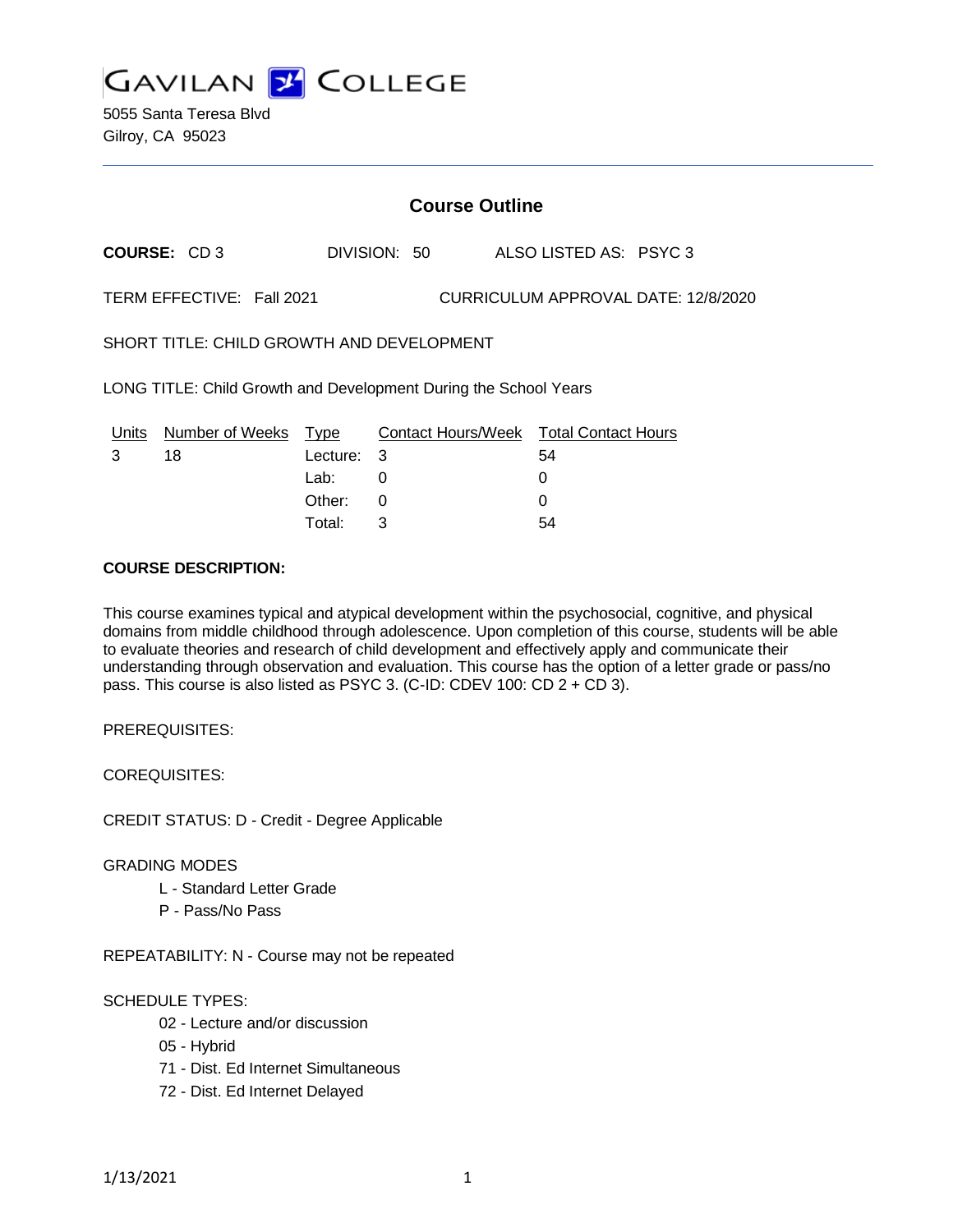# GAVILAN COLLEGE

5055 Santa Teresa Blvd
Gilroy, CA 95023

## Course Outline

**COURSE:** CD 3 DIVISION: 50 ALSO LISTED AS: PSYC 3

TERM EFFECTIVE: Fall 2021 CURRICULUM APPROVAL DATE: 12/8/2020

SHORT TITLE: CHILD GROWTH AND DEVELOPMENT

LONG TITLE: Child Growth and Development During the School Years

| Units | Number of Weeks | Type | Contact Hours/Week | Total Contact Hours |
|---|---|---|---|---|
| 3 | 18 | Lecture: | 3 | 54 |
| | | Lab: | 0 | 0 |
| | | Other: | 0 | 0 |
| | | Total: | 3 | 54 |

**COURSE DESCRIPTION:**

This course examines typical and atypical development within the psychosocial, cognitive, and physical domains from middle childhood through adolescence. Upon completion of this course, students will be able to evaluate theories and research of child development and effectively apply and communicate their understanding through observation and evaluation. This course has the option of a letter grade or pass/no pass. This course is also listed as PSYC 3. (C-ID: CDEV 100: CD 2 + CD 3).

PREREQUISITES:

COREQUISITES:

CREDIT STATUS: D - Credit - Degree Applicable

GRADING MODES

- L - Standard Letter Grade
- P - Pass/No Pass

REPEATABILITY: N - Course may not be repeated

SCHEDULE TYPES:

- 02 - Lecture and/or discussion
- 05 - Hybrid
- 71 - Dist. Ed Internet Simultaneous
- 72 - Dist. Ed Internet Delayed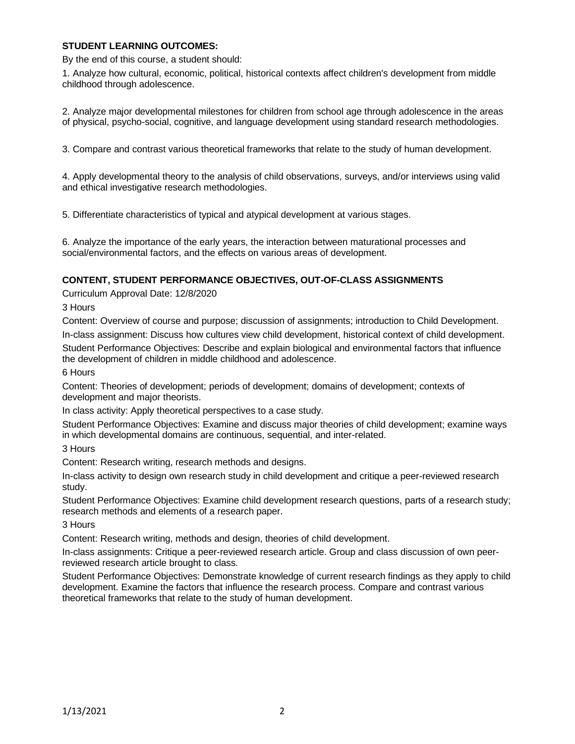**STUDENT LEARNING OUTCOMES:**

By the end of this course, a student should:

1. Analyze how cultural, economic, political, historical contexts affect children's development from middle childhood through adolescence.

2. Analyze major developmental milestones for children from school age through adolescence in the areas of physical, psycho-social, cognitive, and language development using standard research methodologies.

3. Compare and contrast various theoretical frameworks that relate to the study of human development.

4. Apply developmental theory to the analysis of child observations, surveys, and/or interviews using valid and ethical investigative research methodologies.

5. Differentiate characteristics of typical and atypical development at various stages.

6. Analyze the importance of the early years, the interaction between maturational processes and social/environmental factors, and the effects on various areas of development.

**CONTENT, STUDENT PERFORMANCE OBJECTIVES, OUT-OF-CLASS ASSIGNMENTS**

Curriculum Approval Date: 12/8/2020

3 Hours

Content: Overview of course and purpose; discussion of assignments; introduction to Child Development.

In-class assignment: Discuss how cultures view child development, historical context of child development.

Student Performance Objectives: Describe and explain biological and environmental factors that influence the development of children in middle childhood and adolescence.

6 Hours

Content: Theories of development; periods of development; domains of development; contexts of development and major theorists.

In class activity: Apply theoretical perspectives to a case study.

Student Performance Objectives: Examine and discuss major theories of child development; examine ways in which developmental domains are continuous, sequential, and inter-related.

3 Hours

Content: Research writing, research methods and designs.

In-class activity to design own research study in child development and critique a peer-reviewed research study.

Student Performance Objectives: Examine child development research questions, parts of a research study; research methods and elements of a research paper.

3 Hours

Content: Research writing, methods and design, theories of child development.

In-class assignments: Critique a peer-reviewed research article. Group and class discussion of own peer-reviewed research article brought to class.

Student Performance Objectives: Demonstrate knowledge of current research findings as they apply to child development. Examine the factors that influence the research process. Compare and contrast various theoretical frameworks that relate to the study of human development.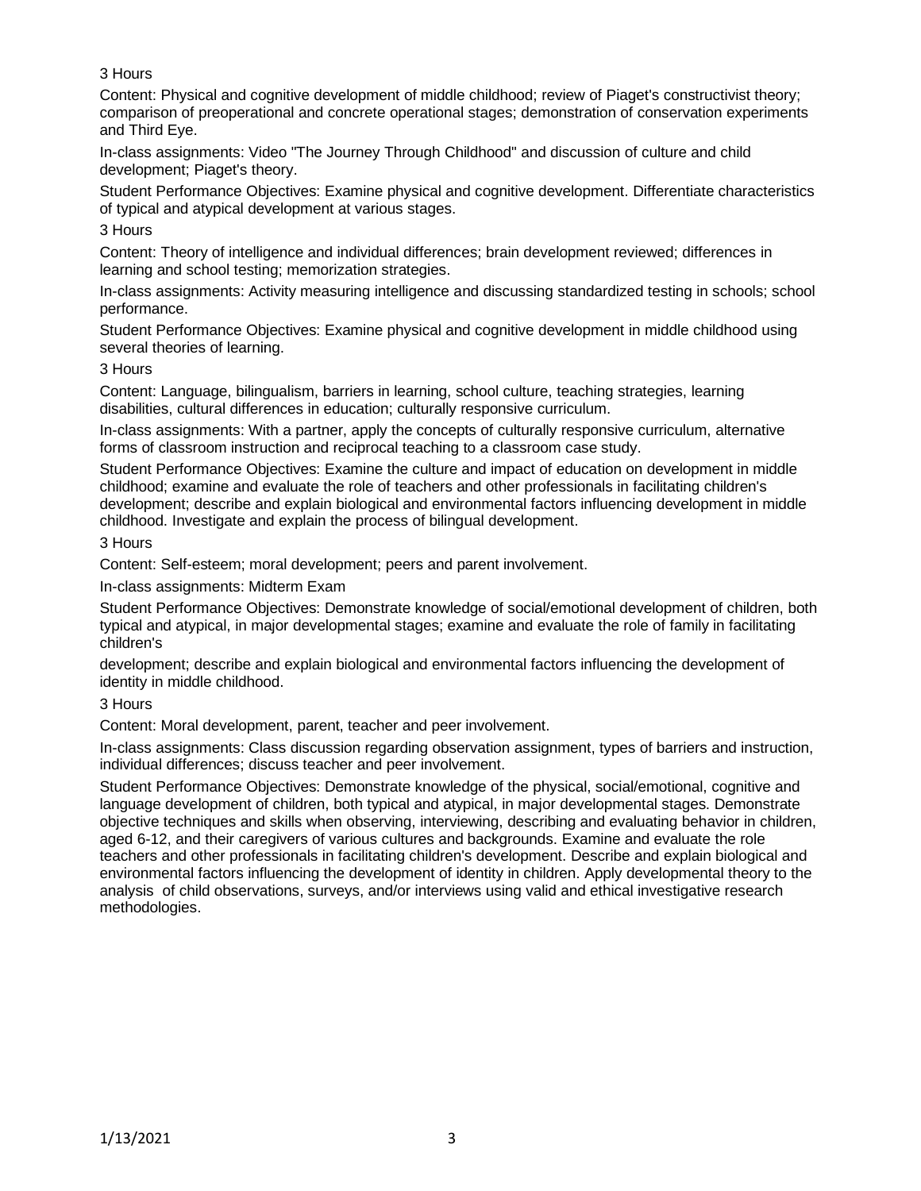3 Hours

Content: Physical and cognitive development of middle childhood; review of Piaget's constructivist theory; comparison of preoperational and concrete operational stages; demonstration of conservation experiments and Third Eye.

In-class assignments: Video "The Journey Through Childhood" and discussion of culture and child development; Piaget's theory.

Student Performance Objectives: Examine physical and cognitive development. Differentiate characteristics of typical and atypical development at various stages.

3 Hours

Content: Theory of intelligence and individual differences; brain development reviewed; differences in learning and school testing; memorization strategies.

In-class assignments: Activity measuring intelligence and discussing standardized testing in schools; school performance.

Student Performance Objectives: Examine physical and cognitive development in middle childhood using several theories of learning.

3 Hours

Content: Language, bilingualism, barriers in learning, school culture, teaching strategies, learning disabilities, cultural differences in education; culturally responsive curriculum.

In-class assignments: With a partner, apply the concepts of culturally responsive curriculum, alternative forms of classroom instruction and reciprocal teaching to a classroom case study.

Student Performance Objectives: Examine the culture and impact of education on development in middle childhood; examine and evaluate the role of teachers and other professionals in facilitating children's development; describe and explain biological and environmental factors influencing development in middle childhood. Investigate and explain the process of bilingual development.

3 Hours

Content: Self-esteem; moral development; peers and parent involvement.

In-class assignments: Midterm Exam

Student Performance Objectives: Demonstrate knowledge of social/emotional development of children, both typical and atypical, in major developmental stages; examine and evaluate the role of family in facilitating children's development; describe and explain biological and environmental factors influencing the development of identity in middle childhood.

3 Hours

Content: Moral development, parent, teacher and peer involvement.

In-class assignments: Class discussion regarding observation assignment, types of barriers and instruction, individual differences; discuss teacher and peer involvement.

Student Performance Objectives: Demonstrate knowledge of the physical, social/emotional, cognitive and language development of children, both typical and atypical, in major developmental stages. Demonstrate objective techniques and skills when observing, interviewing, describing and evaluating behavior in children, aged 6-12, and their caregivers of various cultures and backgrounds. Examine and evaluate the role teachers and other professionals in facilitating children's development. Describe and explain biological and environmental factors influencing the development of identity in children. Apply developmental theory to the analysis of child observations, surveys, and/or interviews using valid and ethical investigative research methodologies.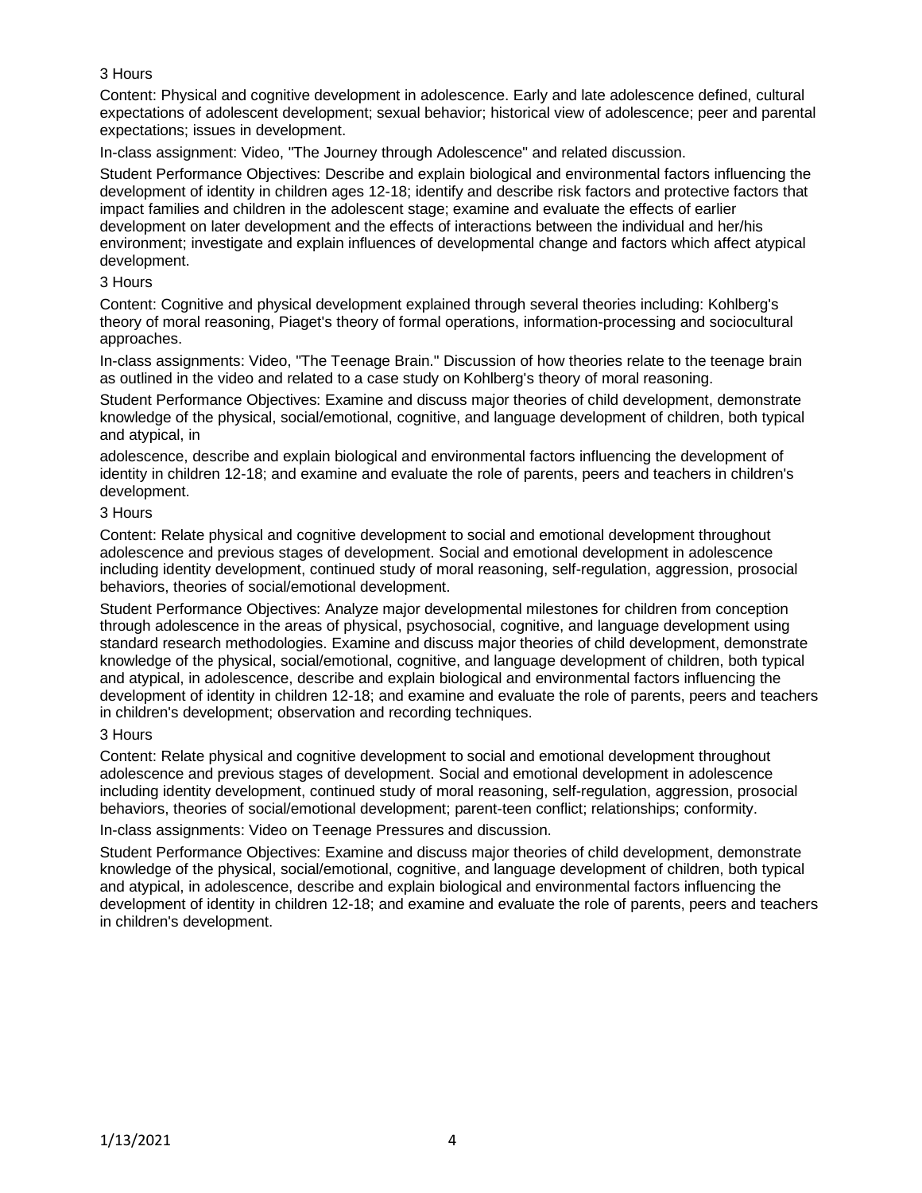3 Hours

Content: Physical and cognitive development in adolescence. Early and late adolescence defined, cultural expectations of adolescent development; sexual behavior; historical view of adolescence; peer and parental expectations; issues in development.

In-class assignment: Video, "The Journey through Adolescence" and related discussion.

Student Performance Objectives: Describe and explain biological and environmental factors influencing the development of identity in children ages 12-18; identify and describe risk factors and protective factors that impact families and children in the adolescent stage; examine and evaluate the effects of earlier development on later development and the effects of interactions between the individual and her/his environment; investigate and explain influences of developmental change and factors which affect atypical development.

3 Hours

Content: Cognitive and physical development explained through several theories including: Kohlberg's theory of moral reasoning, Piaget's theory of formal operations, information-processing and sociocultural approaches.

In-class assignments: Video, "The Teenage Brain." Discussion of how theories relate to the teenage brain as outlined in the video and related to a case study on Kohlberg's theory of moral reasoning.

Student Performance Objectives: Examine and discuss major theories of child development, demonstrate knowledge of the physical, social/emotional, cognitive, and language development of children, both typical and atypical, in adolescence, describe and explain biological and environmental factors influencing the development of identity in children 12-18; and examine and evaluate the role of parents, peers and teachers in children's development.

3 Hours

Content: Relate physical and cognitive development to social and emotional development throughout adolescence and previous stages of development. Social and emotional development in adolescence including identity development, continued study of moral reasoning, self-regulation, aggression, prosocial behaviors, theories of social/emotional development.

Student Performance Objectives: Analyze major developmental milestones for children from conception through adolescence in the areas of physical, psychosocial, cognitive, and language development using standard research methodologies. Examine and discuss major theories of child development, demonstrate knowledge of the physical, social/emotional, cognitive, and language development of children, both typical and atypical, in adolescence, describe and explain biological and environmental factors influencing the development of identity in children 12-18; and examine and evaluate the role of parents, peers and teachers in children's development; observation and recording techniques.

3 Hours

Content: Relate physical and cognitive development to social and emotional development throughout adolescence and previous stages of development. Social and emotional development in adolescence including identity development, continued study of moral reasoning, self-regulation, aggression, prosocial behaviors, theories of social/emotional development; parent-teen conflict; relationships; conformity.

In-class assignments: Video on Teenage Pressures and discussion.

Student Performance Objectives: Examine and discuss major theories of child development, demonstrate knowledge of the physical, social/emotional, cognitive, and language development of children, both typical and atypical, in adolescence, describe and explain biological and environmental factors influencing the development of identity in children 12-18; and examine and evaluate the role of parents, peers and teachers in children's development.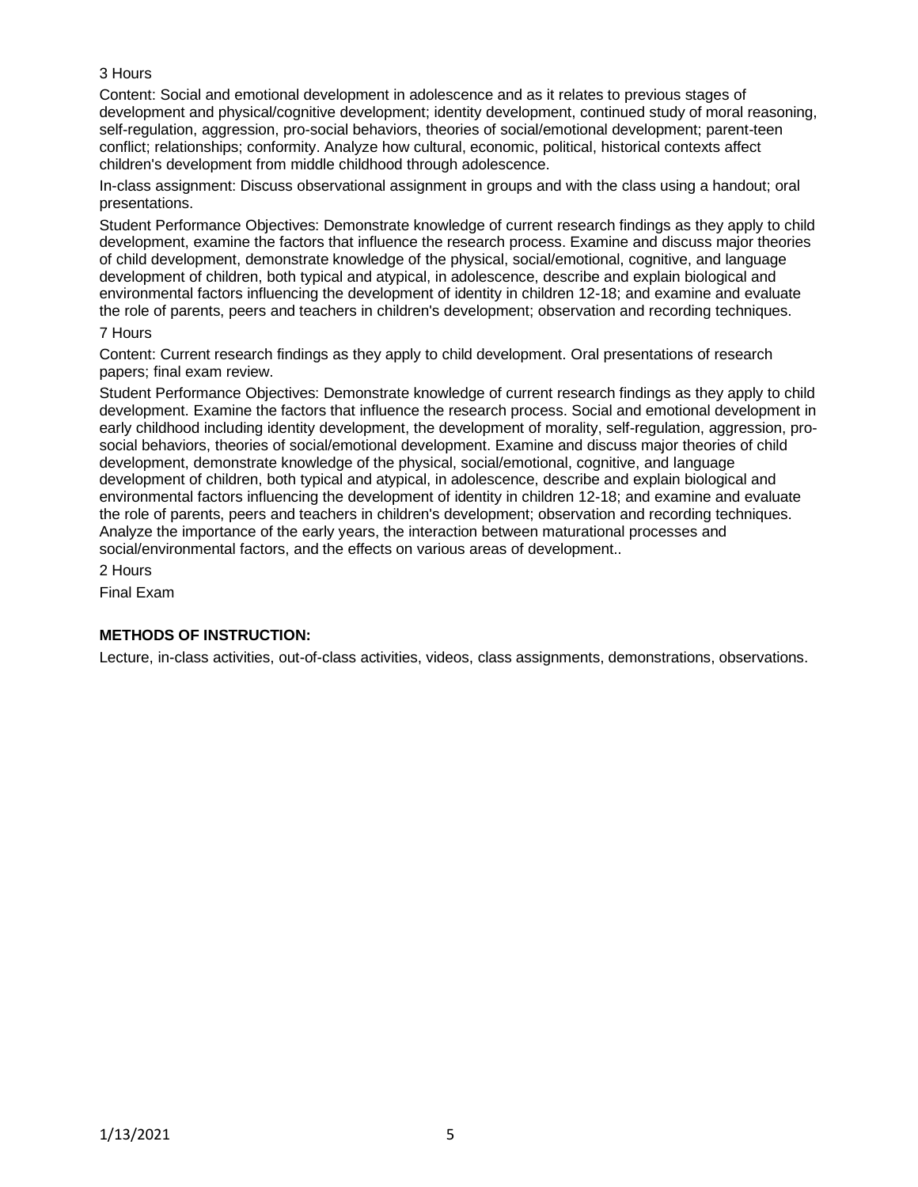3 Hours

Content: Social and emotional development in adolescence and as it relates to previous stages of development and physical/cognitive development; identity development, continued study of moral reasoning, self-regulation, aggression, pro-social behaviors, theories of social/emotional development; parent-teen conflict; relationships; conformity. Analyze how cultural, economic, political, historical contexts affect children's development from middle childhood through adolescence.

In-class assignment: Discuss observational assignment in groups and with the class using a handout; oral presentations.

Student Performance Objectives: Demonstrate knowledge of current research findings as they apply to child development, examine the factors that influence the research process. Examine and discuss major theories of child development, demonstrate knowledge of the physical, social/emotional, cognitive, and language development of children, both typical and atypical, in adolescence, describe and explain biological and environmental factors influencing the development of identity in children 12-18; and examine and evaluate the role of parents, peers and teachers in children's development; observation and recording techniques.

7 Hours

Content: Current research findings as they apply to child development. Oral presentations of research papers; final exam review.

Student Performance Objectives: Demonstrate knowledge of current research findings as they apply to child development. Examine the factors that influence the research process. Social and emotional development in early childhood including identity development, the development of morality, self-regulation, aggression, pro-social behaviors, theories of social/emotional development. Examine and discuss major theories of child development, demonstrate knowledge of the physical, social/emotional, cognitive, and language development of children, both typical and atypical, in adolescence, describe and explain biological and environmental factors influencing the development of identity in children 12-18; and examine and evaluate the role of parents, peers and teachers in children's development; observation and recording techniques. Analyze the importance of the early years, the interaction between maturational processes and social/environmental factors, and the effects on various areas of development..

2 Hours

Final Exam

**METHODS OF INSTRUCTION:**

Lecture, in-class activities, out-of-class activities, videos, class assignments, demonstrations, observations.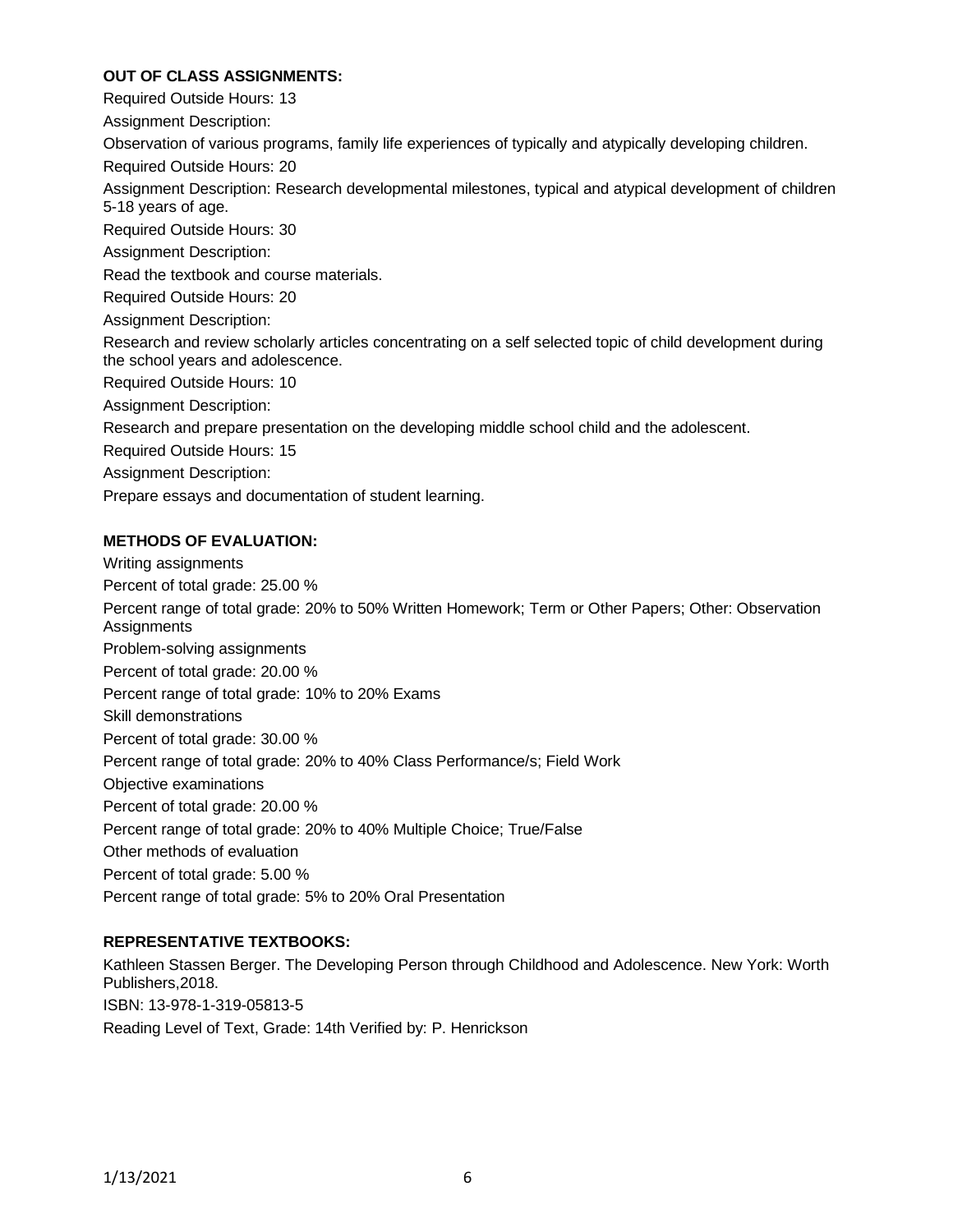**OUT OF CLASS ASSIGNMENTS:**

Required Outside Hours: 13

Assignment Description:

Observation of various programs, family life experiences of typically and atypically developing children.

Required Outside Hours: 20

Assignment Description: Research developmental milestones, typical and atypical development of children 5-18 years of age.

Required Outside Hours: 30

Assignment Description:

Read the textbook and course materials.

Required Outside Hours: 20

Assignment Description:

Research and review scholarly articles concentrating on a self selected topic of child development during the school years and adolescence.

Required Outside Hours: 10

Assignment Description:

Research and prepare presentation on the developing middle school child and the adolescent.

Required Outside Hours: 15

Assignment Description:

Prepare essays and documentation of student learning.

**METHODS OF EVALUATION:**

Writing assignments

Percent of total grade: 25.00 %

Percent range of total grade: 20% to 50% Written Homework; Term or Other Papers; Other: Observation Assignments

Problem-solving assignments

Percent of total grade: 20.00 %

Percent range of total grade: 10% to 20% Exams

Skill demonstrations

Percent of total grade: 30.00 %

Percent range of total grade: 20% to 40% Class Performance/s; Field Work

Objective examinations

Percent of total grade: 20.00 %

Percent range of total grade: 20% to 40% Multiple Choice; True/False

Other methods of evaluation

Percent of total grade: 5.00 %

Percent range of total grade: 5% to 20% Oral Presentation

**REPRESENTATIVE TEXTBOOKS:**

Kathleen Stassen Berger. The Developing Person through Childhood and Adolescence. New York: Worth Publishers,2018.

ISBN: 13-978-1-319-05813-5

Reading Level of Text, Grade: 14th Verified by: P. Henrickson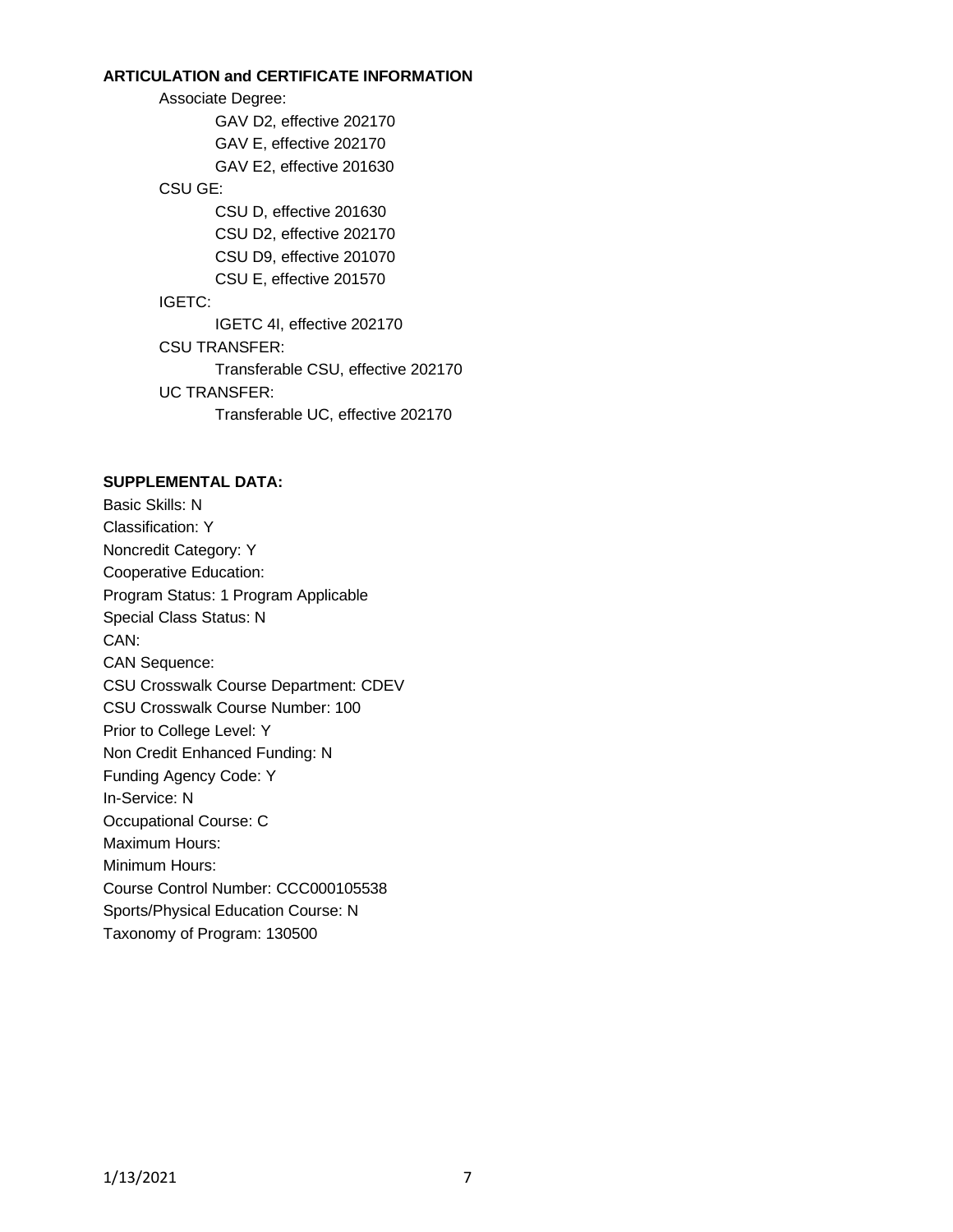**ARTICULATION and CERTIFICATE INFORMATION**

Associate Degree:

- GAV D2, effective 202170
- GAV E, effective 202170
- GAV E2, effective 201630

CSU GE:

- CSU D, effective 201630
- CSU D2, effective 202170
- CSU D9, effective 201070
- CSU E, effective 201570

IGETC:

- IGETC 4I, effective 202170

CSU TRANSFER:

- Transferable CSU, effective 202170

UC TRANSFER:

- Transferable UC, effective 202170

**SUPPLEMENTAL DATA:**

Basic Skills: N
Classification: Y
Noncredit Category: Y
Cooperative Education:
Program Status: 1 Program Applicable
Special Class Status: N
CAN:
CAN Sequence:
CSU Crosswalk Course Department: CDEV
CSU Crosswalk Course Number: 100
Prior to College Level: Y
Non Credit Enhanced Funding: N
Funding Agency Code: Y
In-Service: N
Occupational Course: C
Maximum Hours:
Minimum Hours:
Course Control Number: CCC000105538
Sports/Physical Education Course: N
Taxonomy of Program: 130500